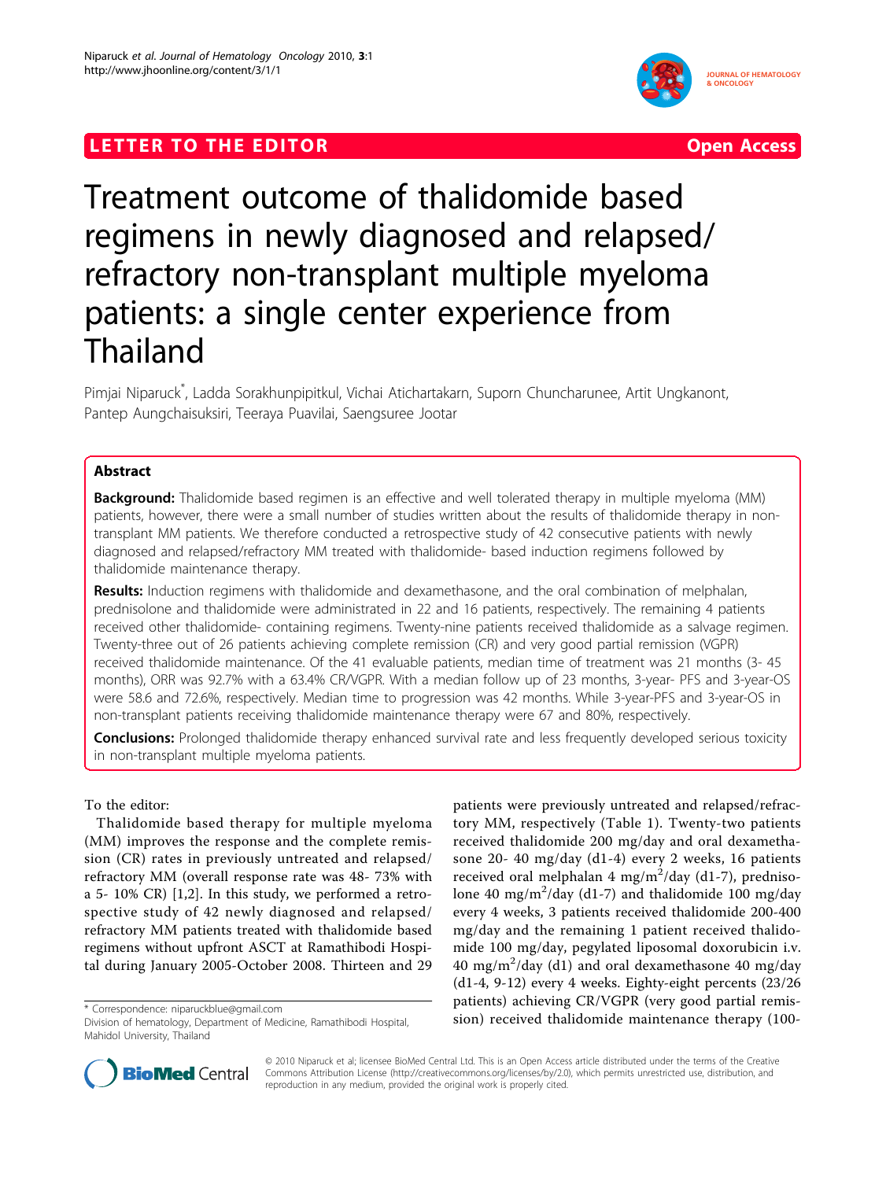LETTER TO THE EDITOR Open Access

# Treatment outcome of thalidomide based regimens in newly diagnosed and relapsed/refractory non-transplant multiple myeloma patients: a single center experience from Thailand

Pimjai Niparuck*, Ladda Sorakhunpipitkul, Vichai Atichartakarn, Suporn Chuncharunee, Artit Ungkanont, Pantep Aungchaisuksiri, Teeraya Puavilai, Saengsuree Jootar

## Abstract

**Background:** Thalidomide based regimen is an effective and well tolerated therapy in multiple myeloma (MM) patients, however, there were a small number of studies written about the results of thalidomide therapy in non-transplant MM patients. We therefore conducted a retrospective study of 42 consecutive patients with newly diagnosed and relapsed/refractory MM treated with thalidomide- based induction regimens followed by thalidomide maintenance therapy.

**Results:** Induction regimens with thalidomide and dexamethasone, and the oral combination of melphalan, prednisolone and thalidomide were administrated in 22 and 16 patients, respectively. The remaining 4 patients received other thalidomide- containing regimens. Twenty-nine patients received thalidomide as a salvage regimen. Twenty-three out of 26 patients achieving complete remission (CR) and very good partial remission (VGPR) received thalidomide maintenance. Of the 41 evaluable patients, median time of treatment was 21 months (3- 45 months), ORR was 92.7% with a 63.4% CR/VGPR. With a median follow up of 23 months, 3-year- PFS and 3-year-OS were 58.6 and 72.6%, respectively. Median time to progression was 42 months. While 3-year-PFS and 3-year-OS in non-transplant patients receiving thalidomide maintenance therapy were 67 and 80%, respectively.

**Conclusions:** Prolonged thalidomide therapy enhanced survival rate and less frequently developed serious toxicity in non-transplant multiple myeloma patients.

To the editor:

Thalidomide based therapy for multiple myeloma (MM) improves the response and the complete remission (CR) rates in previously untreated and relapsed/refractory MM (overall response rate was 48- 73% with a 5- 10% CR) [1,2]. In this study, we performed a retrospective study of 42 newly diagnosed and relapsed/refractory MM patients treated with thalidomide based regimens without upfront ASCT at Ramathibodi Hospital during January 2005-October 2008. Thirteen and 29 patients were previously untreated and relapsed/refractory MM, respectively (Table 1). Twenty-two patients received thalidomide 200 mg/day and oral dexamethasone 20- 40 mg/day (d1-4) every 2 weeks, 16 patients received oral melphalan 4 mg/$m^2$/day (d1-7), prednisolone 40 mg/$m^2$/day (d1-7) and thalidomide 100 mg/day every 4 weeks, 3 patients received thalidomide 200-400 mg/day and the remaining 1 patient received thalidomide 100 mg/day, pegylated liposomal doxorubicin i.v. 40 mg/$m^2$/day (d1) and oral dexamethasone 40 mg/day (d1-4, 9-12) every 4 weeks. Eighty-eight percents (23/26 patients) achieving CR/VGPR (very good partial remission) received thalidomide maintenance therapy (100-

* Correspondence: niparuckblue@gmail.com
Division of hematology, Department of Medicine, Ramathibodi Hospital, Mahidol University, Thailand

© 2010 Niparuck et al; licensee BioMed Central Ltd. This is an Open Access article distributed under the terms of the Creative Commons Attribution License (http://creativecommons.org/licenses/by/2.0), which permits unrestricted use, distribution, and reproduction in any medium, provided the original work is properly cited.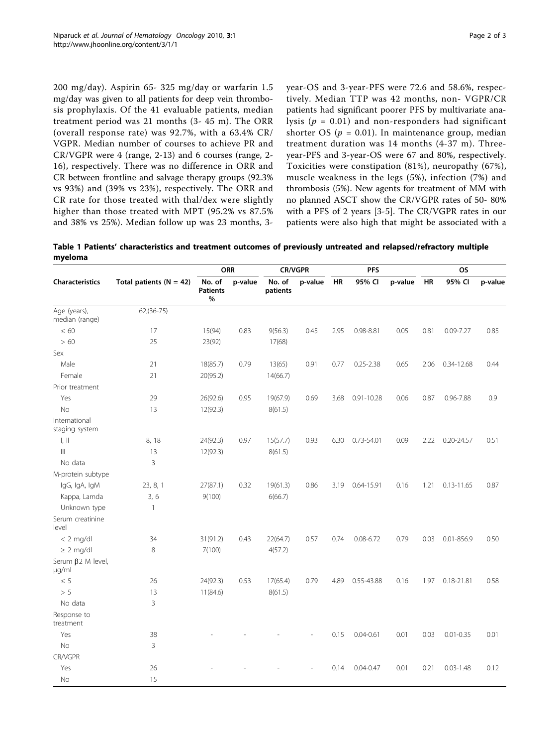200 mg/day). Aspirin 65- 325 mg/day or warfarin 1.5 mg/day was given to all patients for deep vein thrombosis prophylaxis. Of the 41 evaluable patients, median treatment period was 21 months (3- 45 m). The ORR (overall response rate) was 92.7%, with a 63.4% CR/VGPR. Median number of courses to achieve PR and CR/VGPR were 4 (range, 2-13) and 6 courses (range, 2-16), respectively. There was no difference in ORR and CR between frontline and salvage therapy groups (92.3% vs 93%) and (39% vs 23%), respectively. The ORR and CR rate for those treated with thal/dex were slightly higher than those treated with MPT (95.2% vs 87.5% and 38% vs 25%). Median follow up was 23 months, 3-year-OS and 3-year-PFS were 72.6 and 58.6%, respectively. Median TTP was 42 months, non- VGPR/CR patients had significant poorer PFS by multivariate analysis ($p = 0.01$) and non-responders had significant shorter OS ($p = 0.01$). In maintenance group, median treatment duration was 14 months (4-37 m). Three-year-PFS and 3-year-OS were 67 and 80%, respectively. Toxicities were constipation (81%), neuropathy (67%), muscle weakness in the legs (5%), infection (7%) and thrombosis (5%). New agents for treatment of MM with no planned ASCT show the CR/VGPR rates of 50- 80% with a PFS of 2 years [3-5]. The CR/VGPR rates in our patients were also high that might be associated with a

**Table 1 Patients' characteristics and treatment outcomes of previously untreated and relapsed/refractory multiple myeloma**

| Characteristics | Total patients (N = 42) | ORR | | CR/VGPR | | PFS | | | OS | | |
|---|---|---|---|---|---|---|---|---|---|---|---|
| | | No. of Patients % | p-value | No. of patients | p-value | HR | 95% CI | p-value | HR | 95% CI | p-value |
| Age (years), median (range) | 62,(36-75) | | | | | | | | | | |
| ≤ 60 | 17 | 15(94) | 0.83 | 9(56.3) | 0.45 | 2.95 | 0.98-8.81 | 0.05 | 0.81 | 0.09-7.27 | 0.85 |
| > 60 | 25 | 23(92) | | 17(68) | | | | | | | |
| Sex | | | | | | | | | | | |
| Male | 21 | 18(85.7) | 0.79 | 13(65) | 0.91 | 0.77 | 0.25-2.38 | 0.65 | 2.06 | 0.34-12.68 | 0.44 |
| Female | 21 | 20(95.2) | | 14(66.7) | | | | | | | |
| Prior treatment | | | | | | | | | | | |
| Yes | 29 | 26(92.6) | 0.95 | 19(67.9) | 0.69 | 3.68 | 0.91-10.28 | 0.06 | 0.87 | 0.96-7.88 | 0.9 |
| No | 13 | 12(92.3) | | 8(61.5) | | | | | | | |
| International staging system | | | | | | | | | | | |
| I, II | 8, 18 | 24(92.3) | 0.97 | 15(57.7) | 0.93 | 6.30 | 0.73-54.01 | 0.09 | 2.22 | 0.20-24.57 | 0.51 |
| III | 13 | 12(92.3) | | 8(61.5) | | | | | | | |
| No data | 3 | | | | | | | | | | |
| M-protein subtype | | | | | | | | | | | |
| IgG, IgA, IgM | 23, 8, 1 | 27(87.1) | 0.32 | 19(61.3) | 0.86 | 3.19 | 0.64-15.91 | 0.16 | 1.21 | 0.13-11.65 | 0.87 |
| Kappa, Lamda | 3, 6 | 9(100) | | 6(66.7) | | | | | | | |
| Unknown type | 1 | | | | | | | | | | |
| Serum creatinine level | | | | | | | | | | | |
| < 2 mg/dl | 34 | 31(91.2) | 0.43 | 22(64.7) | 0.57 | 0.74 | 0.08-6.72 | 0.79 | 0.03 | 0.01-856.9 | 0.50 |
| ≥ 2 mg/dl | 8 | 7(100) | | 4(57.2) | | | | | | | |
| Serum β2 M level, μg/ml | | | | | | | | | | | |
| ≤ 5 | 26 | 24(92.3) | 0.53 | 17(65.4) | 0.79 | 4.89 | 0.55-43.88 | 0.16 | 1.97 | 0.18-21.81 | 0.58 |
| > 5 | 13 | 11(84.6) | | 8(61.5) | | | | | | | |
| No data | 3 | | | | | | | | | | |
| Response to treatment | | | | | | | | | | | |
| Yes | 38 | - | - | - | - | 0.15 | 0.04-0.61 | 0.01 | 0.03 | 0.01-0.35 | 0.01 |
| No | 3 | | | | | | | | | | |
| CR/VGPR | | | | | | | | | | | |
| Yes | 26 | - | - | - | - | 0.14 | 0.04-0.47 | 0.01 | 0.21 | 0.03-1.48 | 0.12 |
| No | 15 | | | | | | | | | | |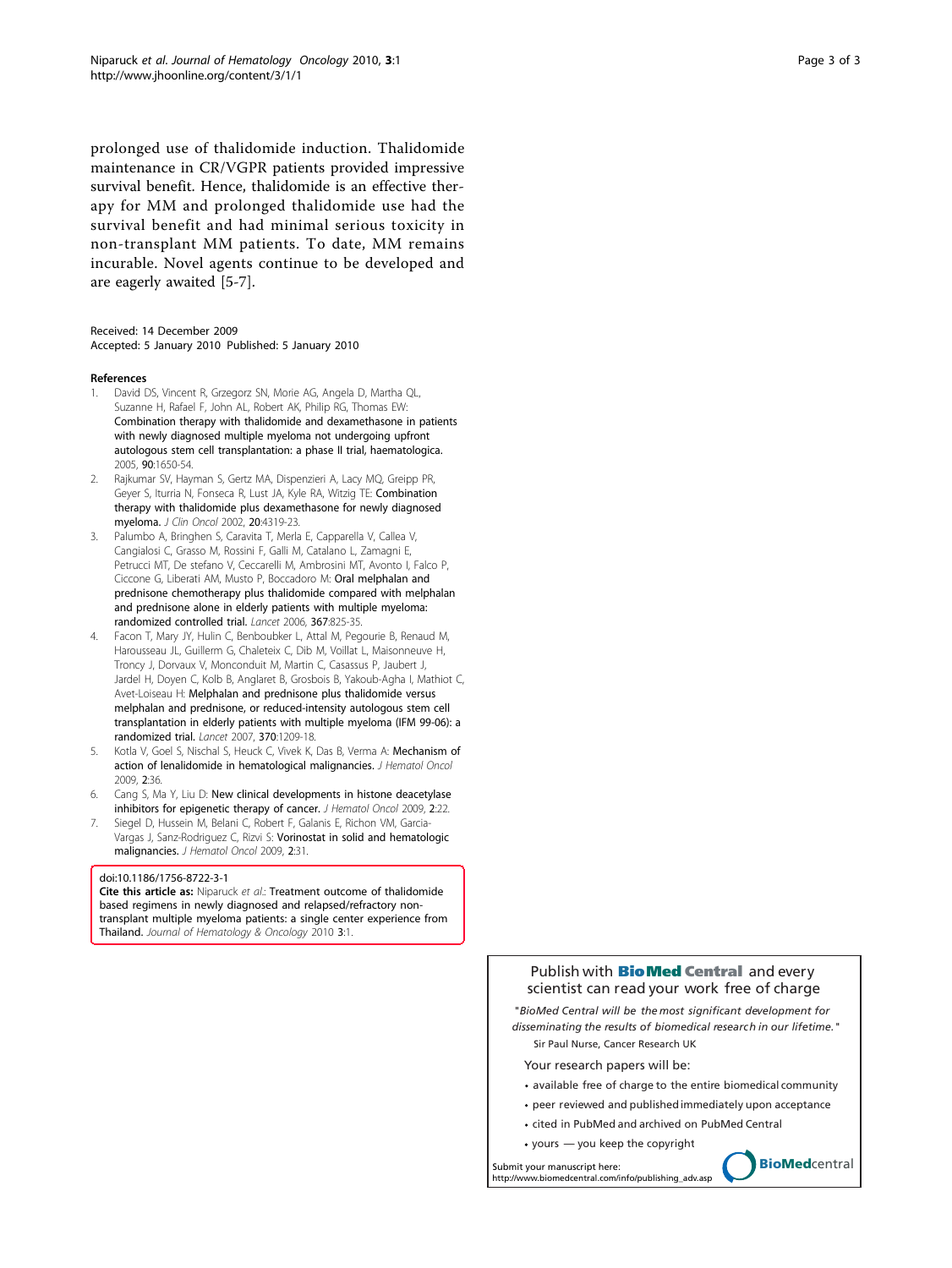prolonged use of thalidomide induction. Thalidomide maintenance in CR/VGPR patients provided impressive survival benefit. Hence, thalidomide is an effective therapy for MM and prolonged thalidomide use had the survival benefit and had minimal serious toxicity in non-transplant MM patients. To date, MM remains incurable. Novel agents continue to be developed and are eagerly awaited [5-7].

Received: 14 December 2009
Accepted: 5 January 2010 Published: 5 January 2010

## References

1. David DS, Vincent R, Grzegorz SN, Morie AG, Angela D, Martha QL, Suzanne H, Rafael F, John AL, Robert AK, Philip RG, Thomas EW: **Combination therapy with thalidomide and dexamethasone in patients with newly diagnosed multiple myeloma not undergoing upfront autologous stem cell transplantation: a phase II trial, haematologica.** 2005, **90**:1650-54.
2. Rajkumar SV, Hayman S, Gertz MA, Dispenzieri A, Lacy MQ, Greipp PR, Geyer S, Iturria N, Fonseca R, Lust JA, Kyle RA, Witzig TE: **Combination therapy with thalidomide plus dexamethasone for newly diagnosed myeloma.** *J Clin Oncol* 2002, **20**:4319-23.
3. Palumbo A, Bringhen S, Caravita T, Merla E, Capparella V, Callea V, Cangialosi C, Grasso M, Rossini F, Galli M, Catalano L, Zamagni E, Petrucci MT, De stefano V, Ceccarelli M, Ambrosini MT, Avonto I, Falco P, Ciccone G, Liberati AM, Musto P, Boccadoro M: **Oral melphalan and prednisone chemotherapy plus thalidomide compared with melphalan and prednisone alone in elderly patients with multiple myeloma: randomized controlled trial.** *Lancet* 2006, **367**:825-35.
4. Facon T, Mary JY, Hulin C, Benboubker L, Attal M, Pegourie B, Renaud M, Harousseau JL, Guillerm G, Chaleteix C, Dib M, Voillat L, Maisonneuve H, Troncy J, Dorvaux V, Monconduit M, Martin C, Casassus P, Jaubert J, Jardel H, Doyen C, Kolb B, Anglaret B, Grosbois B, Yakoub-Agha I, Mathiot C, Avet-Loiseau H: **Melphalan and prednisone plus thalidomide versus melphalan and prednisone, or reduced-intensity autologous stem cell transplantation in elderly patients with multiple myeloma (IFM 99-06): a randomized trial.** *Lancet* 2007, **370**:1209-18.
5. Kotla V, Goel S, Nischal S, Heuck C, Vivek K, Das B, Verma A: **Mechanism of action of lenalidomide in hematological malignancies.** *J Hematol Oncol* 2009, **2**:36.
6. Cang S, Ma Y, Liu D: **New clinical developments in histone deacetylase inhibitors for epigenetic therapy of cancer.** *J Hematol Oncol* 2009, **2**:22.
7. Siegel D, Hussein M, Belani C, Robert F, Galanis E, Richon VM, Garcia-Vargas J, Sanz-Rodriguez C, Rizvi S: **Vorinostat in solid and hematologic malignancies.** *J Hematol Oncol* 2009, **2**:31.

doi:10.1186/1756-8722-3-1
**Cite this article as:** Niparuck *et al.*: **Treatment outcome of thalidomide based regimens in newly diagnosed and relapsed/refractory non-transplant multiple myeloma patients: a single center experience from Thailand.** *Journal of Hematology & Oncology* 2010 **3**:1.